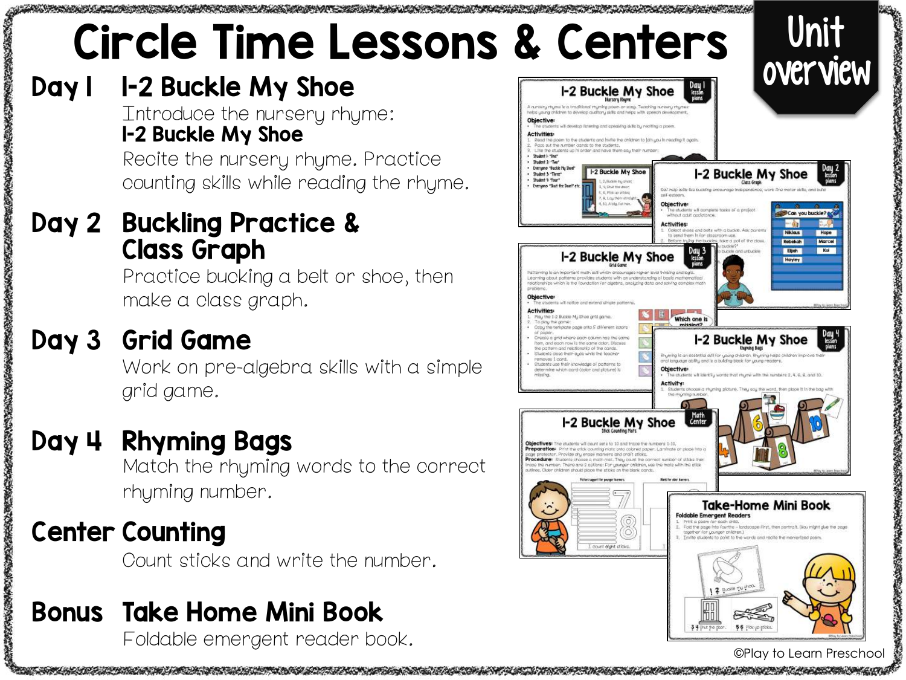# Circle Time Lessons & Centers

**Unit overview**

## Day 1 — 1-2 Buckle My Shoe

Introduce the nursery rhyme:
**1-2 Buckle My Shoe**
Recite the nursery rhyme. Practice counting skills while reading the rhyme.

## Day 2 — Buckling Practice & Class Graph

Practice bucking a belt or shoe, then make a class graph.

## Day 3 — Grid Game

Work on pre-algebra skills with a simple grid game.

## Day 4 — Rhyming Bags

Match the rhyming words to the correct rhyming number.

## Center Counting

Count sticks and write the number.

## Bonus — Take Home Mini Book

Foldable emergent reader book.

©Play to Learn Preschool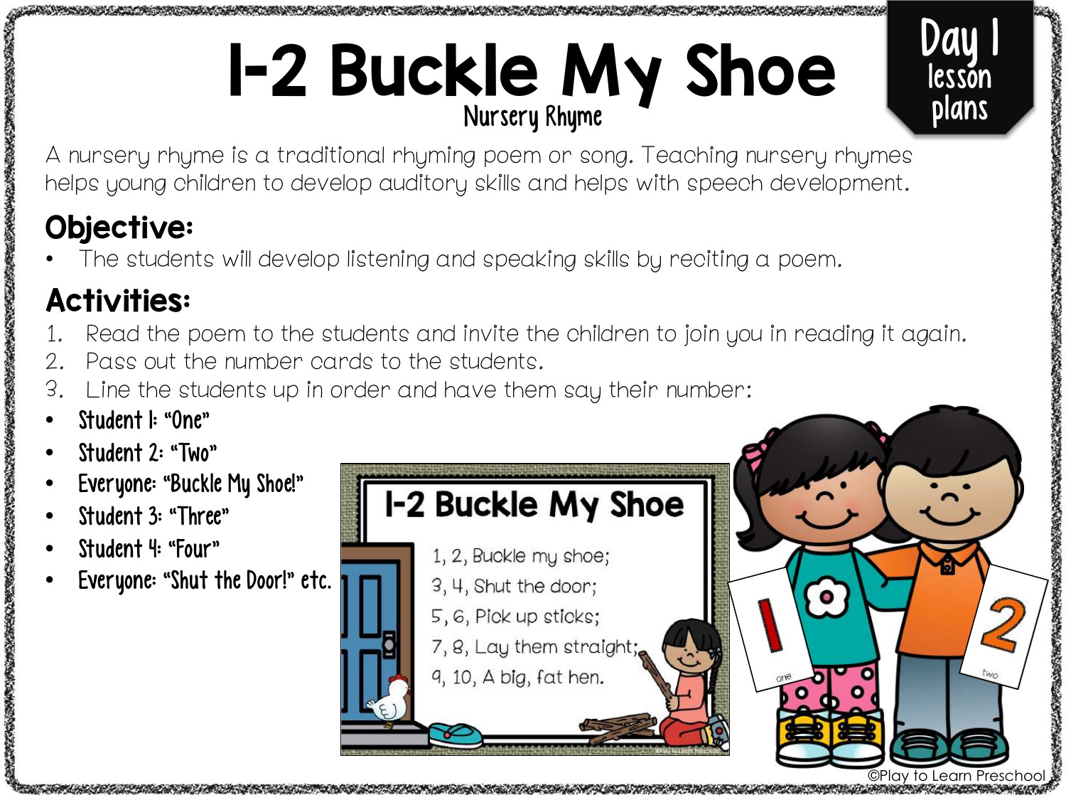# 1-2 Buckle My Shoe

Nursery Rhyme

Day 1 lesson plans

A nursery rhyme is a traditional rhyming poem or song. Teaching nursery rhymes helps young children to develop auditory skills and helps with speech development.

## Objective:

- The students will develop listening and speaking skills by reciting a poem.

## Activities:

1. Read the poem to the students and invite the children to join you in reading it again.
2. Pass out the number cards to the students.
3. Line the students up in order and have them say their number:

- Student 1: "One"
- Student 2: "Two"
- Everyone: "Buckle My Shoe!"
- Student 3: "Three"
- Student 4: "Four"
- Everyone: "Shut the Door!" etc.

**1-2 Buckle My Shoe**

1, 2, Buckle my shoe;
3, 4, Shut the door;
5, 6, Pick up sticks;
7, 8, Lay them straight;
9, 10, A big, fat hen.

©Play to Learn Preschool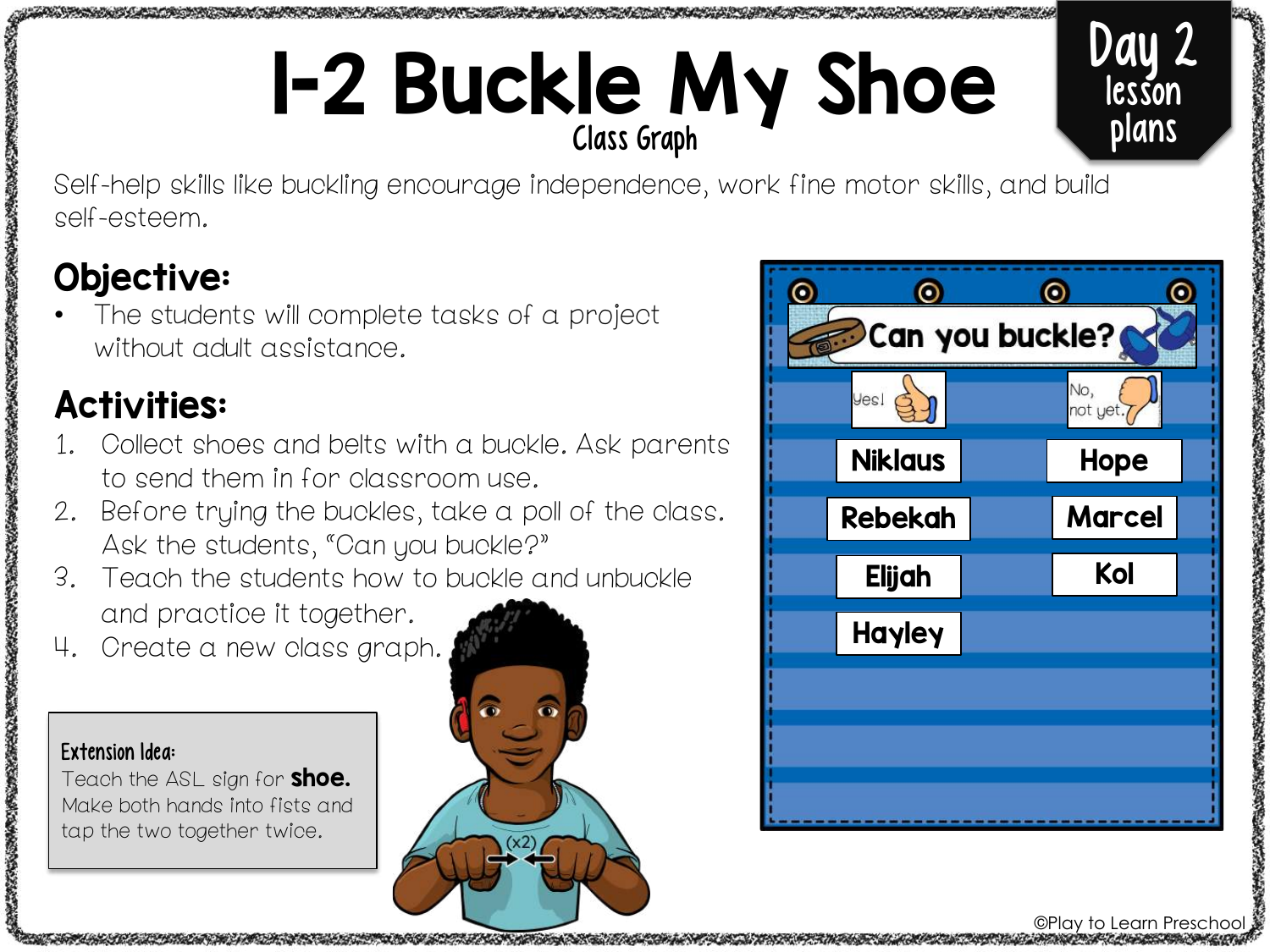# 1-2 Buckle My Shoe

Class Graph

**Day 2 lesson plans**

Self-help skills like buckling encourage independence, work fine motor skills, and build self-esteem.

## Objective:

- The students will complete tasks of a project without adult assistance.

## Activities:

1. Collect shoes and belts with a buckle. Ask parents to send them in for classroom use.
2. Before trying the buckles, take a poll of the class. Ask the students, "Can you buckle?"
3. Teach the students how to buckle and unbuckle and practice it together.
4. Create a new class graph.

**Can you buckle?**

| Yes! | No, not yet. |
|---|---|
| Niklaus | Hope |
| Rebekah | Marcel |
| Elijah | Kol |
| Hayley | |

**Extension Idea:**
Teach the ASL sign for **shoe.** Make both hands into fists and tap the two together twice.

(x2)

©Play to Learn Preschool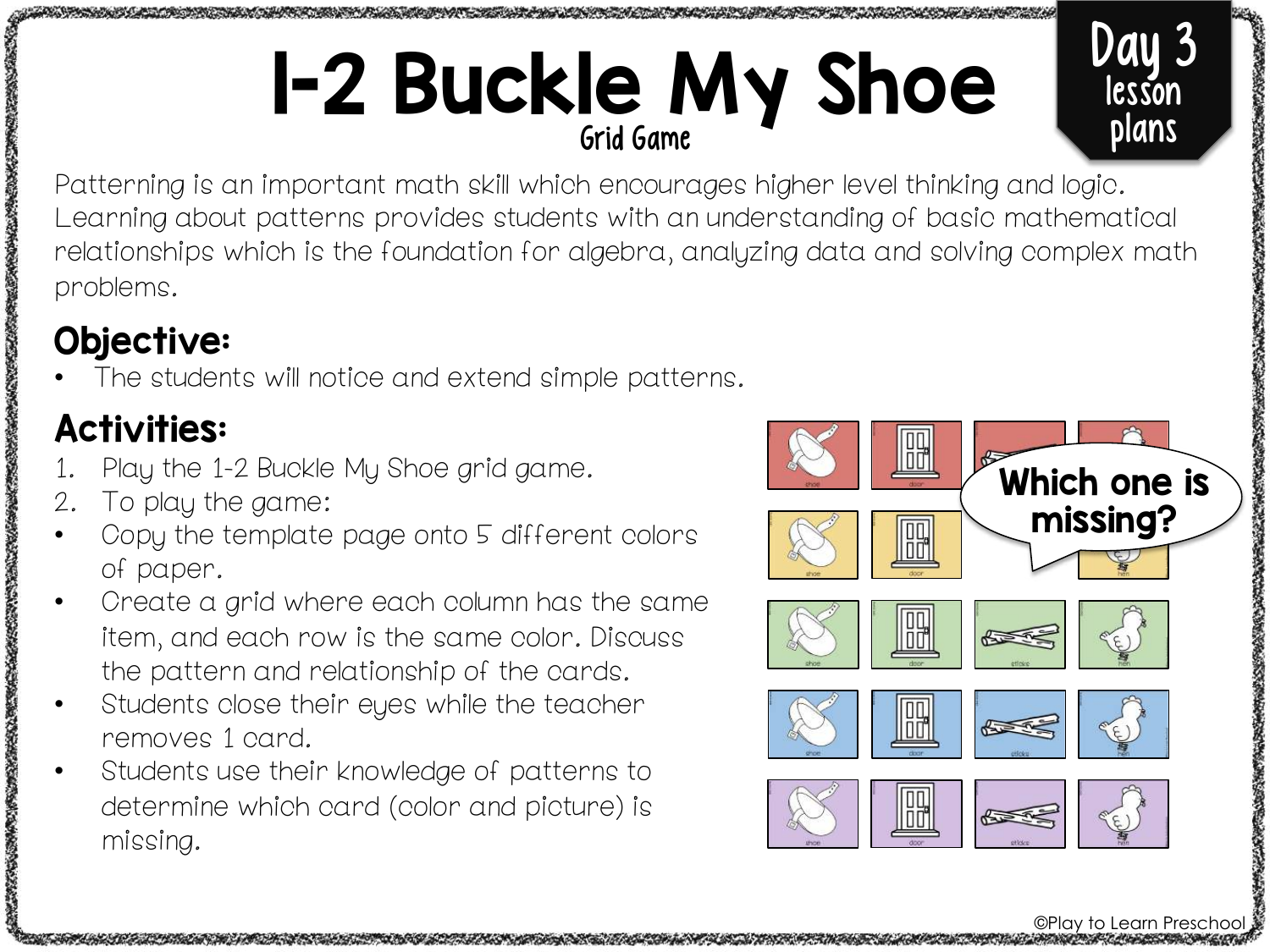# 1-2 Buckle My Shoe

Grid Game

Day 3 lesson plans

Patterning is an important math skill which encourages higher level thinking and logic. Learning about patterns provides students with an understanding of basic mathematical relationships which is the foundation for algebra, analyzing data and solving complex math problems.

## Objective:

- The students will notice and extend simple patterns.

## Activities:

1. Play the 1-2 Buckle My Shoe grid game.
2. To play the game:
   - Copy the template page onto 5 different colors of paper.
   - Create a grid where each column has the same item, and each row is the same color. Discuss the pattern and relationship of the cards.
   - Students close their eyes while the teacher removes 1 card.
   - Students use their knowledge of patterns to determine which card (color and picture) is missing.

©Play to Learn Preschool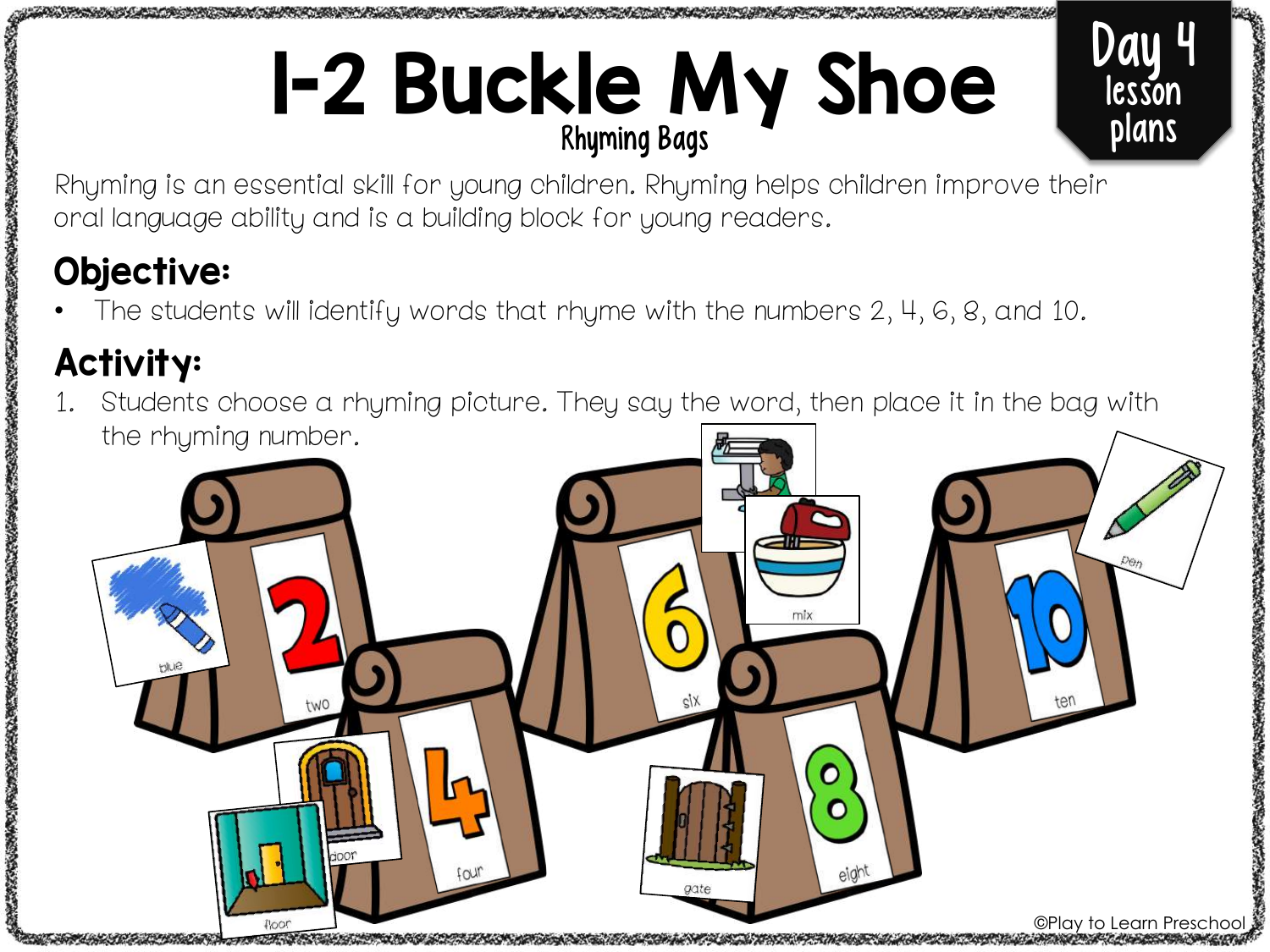# 1-2 Buckle My Shoe

Rhyming Bags

Day 4 lesson plans

Rhyming is an essential skill for young children. Rhyming helps children improve their oral language ability and is a building block for young readers.

## Objective:

- The students will identify words that rhyme with the numbers 2, 4, 6, 8, and 10.

## Activity:

1. Students choose a rhyming picture. They say the word, then place it in the bag with the rhyming number.

©Play to Learn Preschool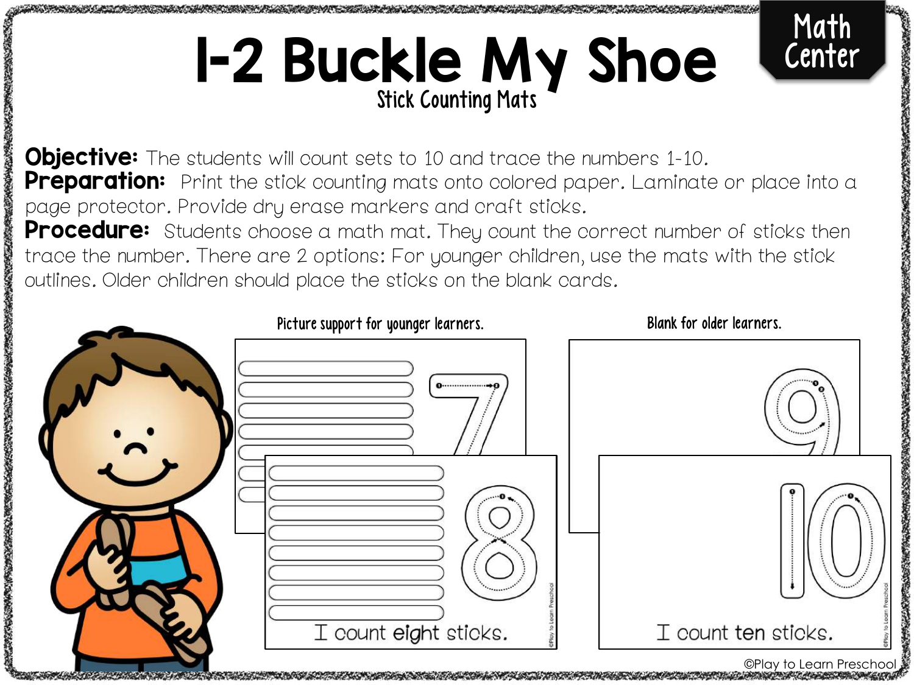# 1-2 Buckle My Shoe

Stick Counting Mats

Math Center

**Objective:** The students will count sets to 10 and trace the numbers 1-10.

**Preparation:** Print the stick counting mats onto colored paper. Laminate or place into a page protector. Provide dry erase markers and craft sticks.

**Procedure:** Students choose a math mat. They count the correct number of sticks then trace the number. There are 2 options: For younger children, use the mats with the stick outlines. Older children should place the sticks on the blank cards.

Picture support for younger learners.

I count eight sticks.

Blank for older learners.

I count ten sticks.

©Play to Learn Preschool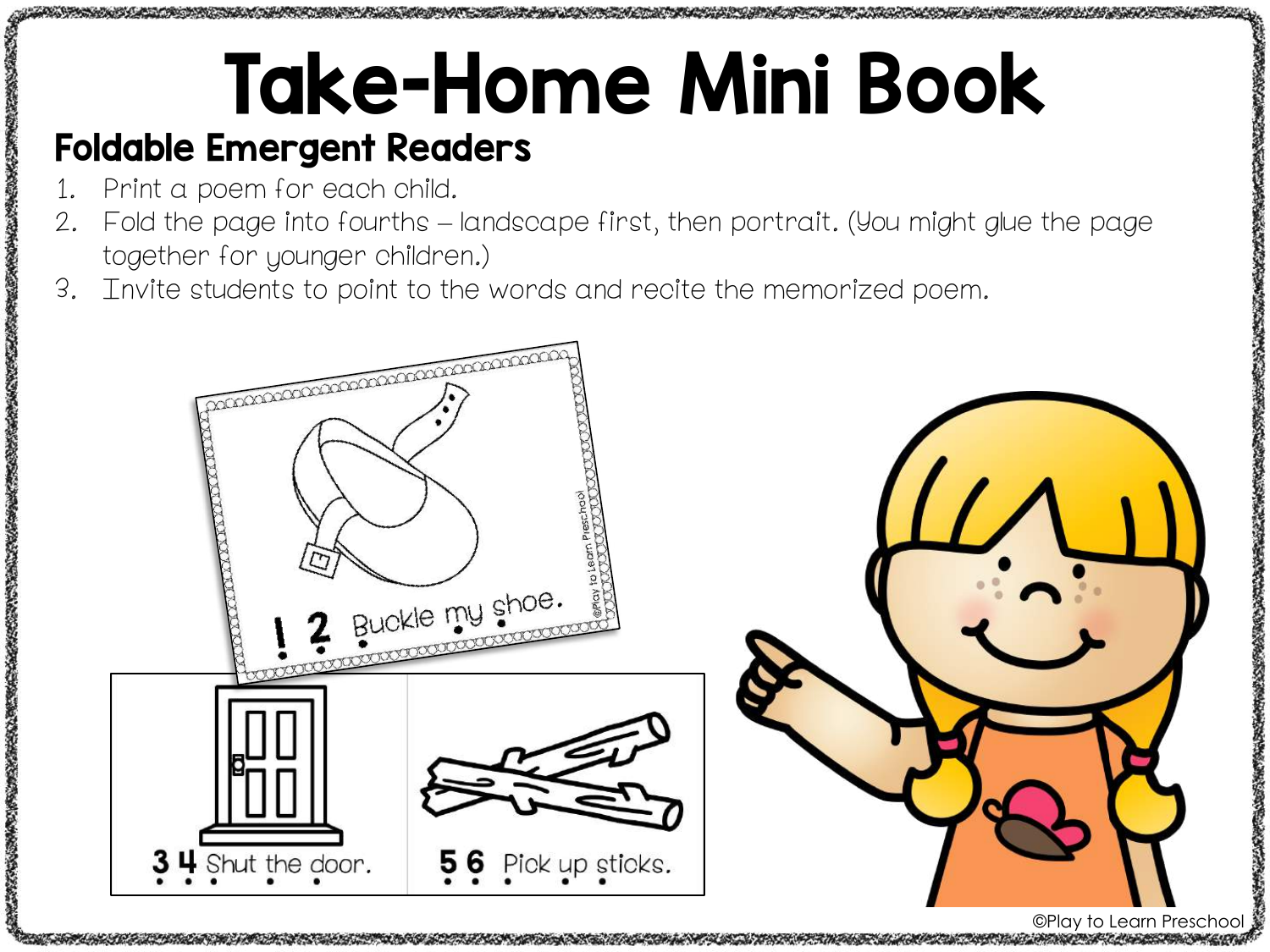# Take-Home Mini Book

## Foldable Emergent Readers

1. Print a poem for each child.
2. Fold the page into fourths – landscape first, then portrait. (You might glue the page together for younger children.)
3. Invite students to point to the words and recite the memorized poem.

1 2 Buckle my shoe.

3 4 Shut the door.

5 6 Pick up sticks.

©Play to Learn Preschool